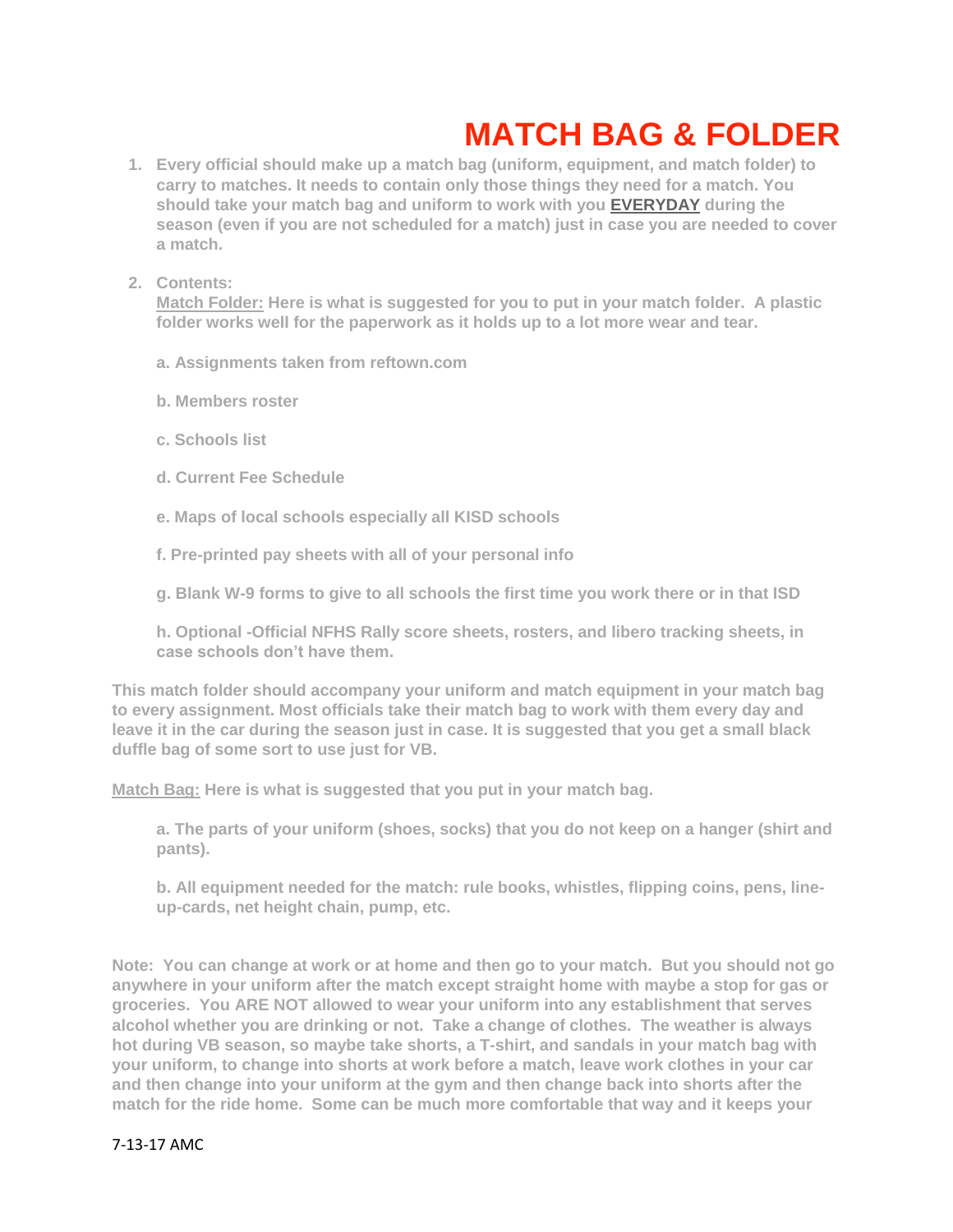# MATCH BAG & FOLDER

1. **Every official should make up a match bag (uniform, equipment, and match folder) to carry to matches. It needs to contain only those things they need for a match. You should take your match bag and uniform to work with you <u>EVERYDAY</u> during the season (even if you are not scheduled for a match) just in case you are needed to cover a match.**

2. **Contents:**
   **<u>Match Folder:</u> Here is what is suggested for you to put in your match folder. A plastic folder works well for the paperwork as it holds up to a lot more wear and tear.**

   **a. Assignments taken from reftown.com**

   **b. Members roster**

   **c. Schools list**

   **d. Current Fee Schedule**

   **e. Maps of local schools especially all KISD schools**

   **f. Pre-printed pay sheets with all of your personal info**

   **g. Blank W-9 forms to give to all schools the first time you work there or in that ISD**

   **h. Optional -Official NFHS Rally score sheets, rosters, and libero tracking sheets, in case schools don't have them.**

**This match folder should accompany your uniform and match equipment in your match bag to every assignment. Most officials take their match bag to work with them every day and leave it in the car during the season just in case. It is suggested that you get a small black duffle bag of some sort to use just for VB.**

**<u>Match Bag:</u> Here is what is suggested that you put in your match bag.**

**a. The parts of your uniform (shoes, socks) that you do not keep on a hanger (shirt and pants).**

**b. All equipment needed for the match: rule books, whistles, flipping coins, pens, line-up-cards, net height chain, pump, etc.**

**Note: You can change at work or at home and then go to your match. But you should not go anywhere in your uniform after the match except straight home with maybe a stop for gas or groceries. You ARE NOT allowed to wear your uniform into any establishment that serves alcohol whether you are drinking or not. Take a change of clothes. The weather is always hot during VB season, so maybe take shorts, a T-shirt, and sandals in your match bag with your uniform, to change into shorts at work before a match, leave work clothes in your car and then change into your uniform at the gym and then change back into shorts after the match for the ride home. Some can be much more comfortable that way and it keeps your**

7-13-17 AMC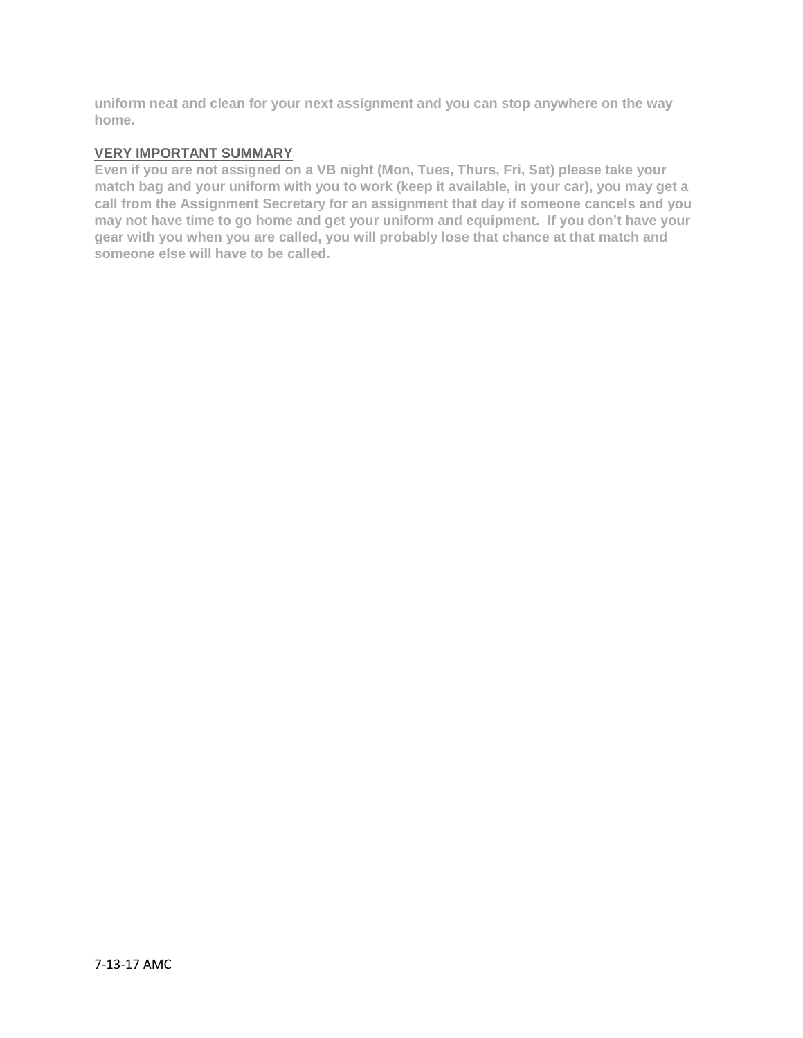**uniform neat and clean for your next assignment and you can stop anywhere on the way home.**

## VERY IMPORTANT SUMMARY

**Even if you are not assigned on a VB night (Mon, Tues, Thurs, Fri, Sat) please take your match bag and your uniform with you to work (keep it available, in your car), you may get a call from the Assignment Secretary for an assignment that day if someone cancels and you may not have time to go home and get your uniform and equipment. If you don't have your gear with you when you are called, you will probably lose that chance at that match and someone else will have to be called.**